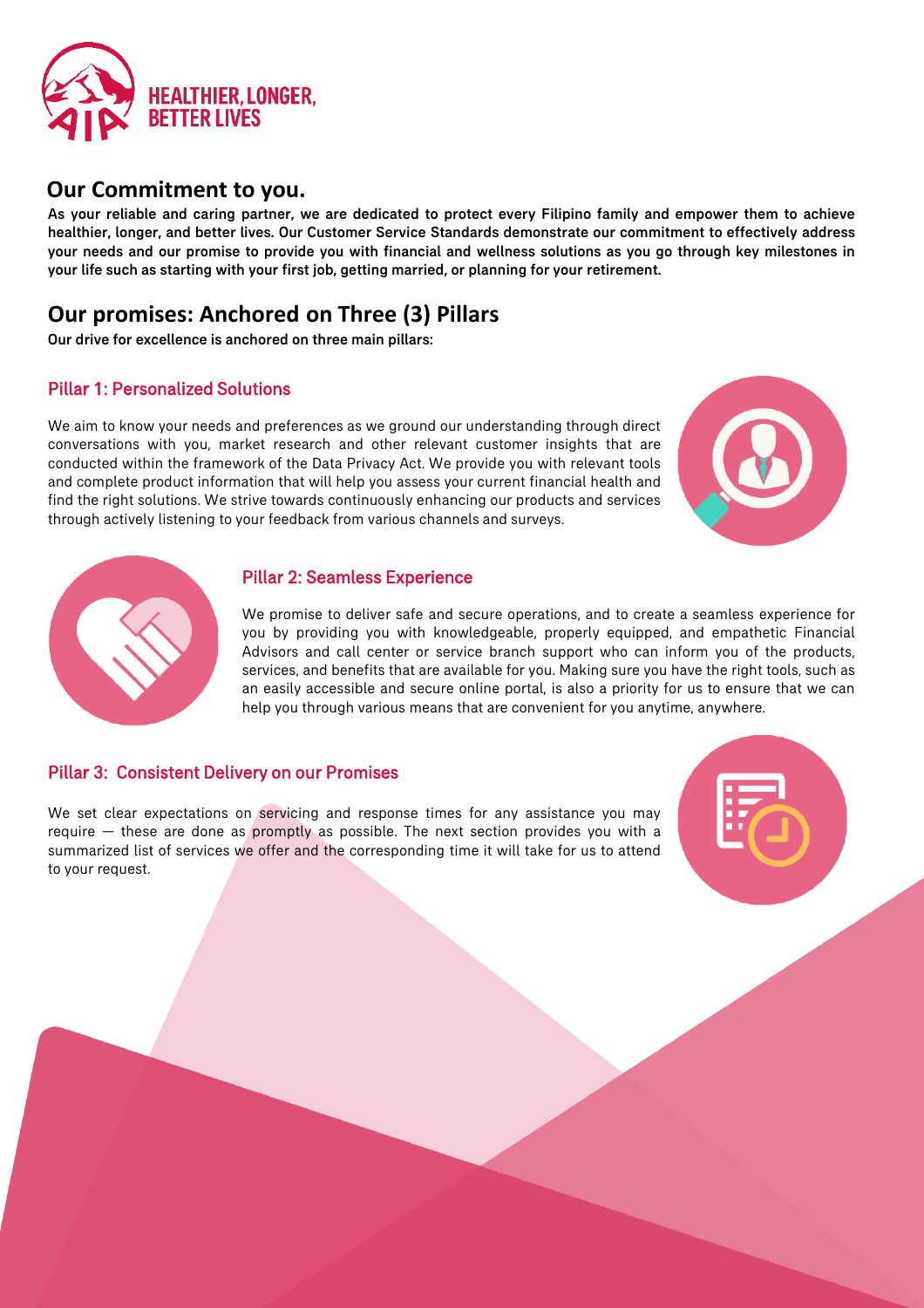HEALTHIER, LONGER, BETTER LIVES

## Our Commitment to you.

**As your reliable and caring partner, we are dedicated to protect every Filipino family and empower them to achieve healthier, longer, and better lives. Our Customer Service Standards demonstrate our commitment to effectively address your needs and our promise to provide you with financial and wellness solutions as you go through key milestones in your life such as starting with your first job, getting married, or planning for your retirement.**

## Our promises: Anchored on Three (3) Pillars

**Our drive for excellence is anchored on three main pillars:**

### Pillar 1: Personalized Solutions

We aim to know your needs and preferences as we ground our understanding through direct conversations with you, market research and other relevant customer insights that are conducted within the framework of the Data Privacy Act. We provide you with relevant tools and complete product information that will help you assess your current financial health and find the right solutions. We strive towards continuously enhancing our products and services through actively listening to your feedback from various channels and surveys.

### Pillar 2: Seamless Experience

We promise to deliver safe and secure operations, and to create a seamless experience for you by providing you with knowledgeable, properly equipped, and empathetic Financial Advisors and call center or service branch support who can inform you of the products, services, and benefits that are available for you. Making sure you have the right tools, such as an easily accessible and secure online portal, is also a priority for us to ensure that we can help you through various means that are convenient for you anytime, anywhere.

### Pillar 3: Consistent Delivery on our Promises

We set clear expectations on servicing and response times for any assistance you may require — these are done as promptly as possible. The next section provides you with a summarized list of services we offer and the corresponding time it will take for us to attend to your request.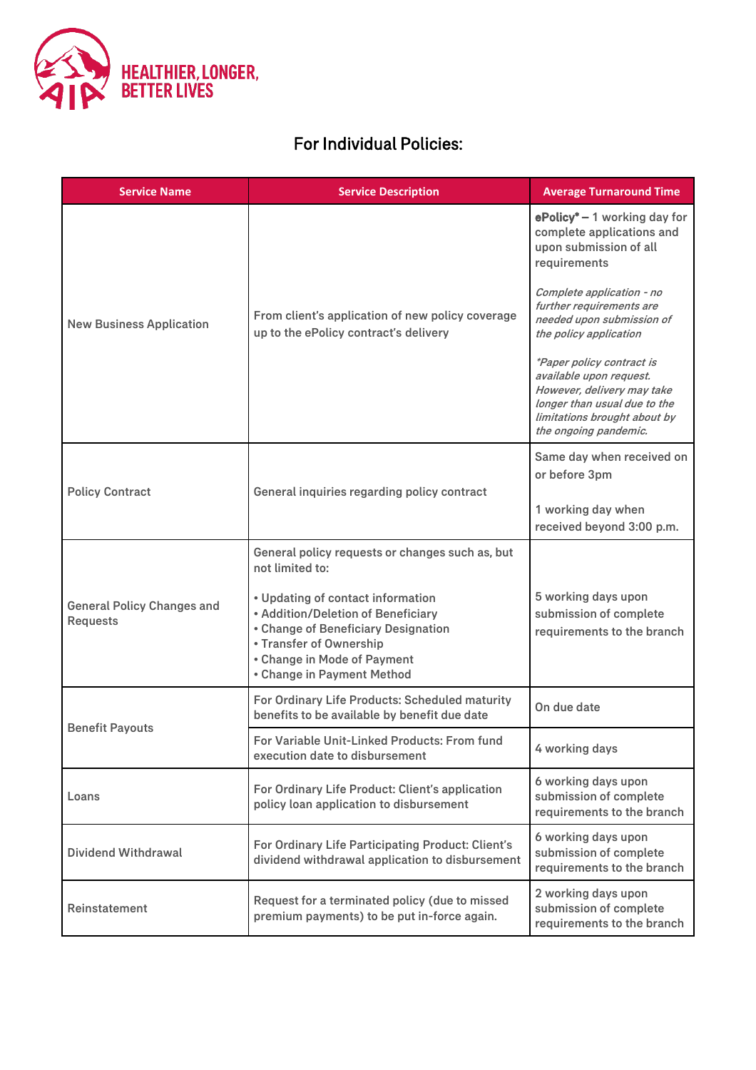HEALTHIER, LONGER, BETTER LIVES

## For Individual Policies:

| Service Name | Service Description | Average Turnaround Time |
|---|---|---|
| New Business Application | From client's application of new policy coverage up to the ePolicy contract's delivery | **ePolicy*** – 1 working day for complete applications and upon submission of all requirements<br><br>*Complete application - no further requirements are needed upon submission of the policy application*<br><br>*\*Paper policy contract is available upon request. However, delivery may take longer than usual due to the limitations brought about by the ongoing pandemic.* |
| Policy Contract | General inquiries regarding policy contract | Same day when received on or before 3pm<br><br>1 working day when received beyond 3:00 p.m. |
| General Policy Changes and Requests | General policy requests or changes such as, but not limited to:<br><br>• Updating of contact information<br>• Addition/Deletion of Beneficiary<br>• Change of Beneficiary Designation<br>• Transfer of Ownership<br>• Change in Mode of Payment<br>• Change in Payment Method | 5 working days upon submission of complete requirements to the branch |
| Benefit Payouts | For Ordinary Life Products: Scheduled maturity benefits to be available by benefit due date | On due date |
| | For Variable Unit-Linked Products: From fund execution date to disbursement | 4 working days |
| Loans | For Ordinary Life Product: Client's application policy loan application to disbursement | 6 working days upon submission of complete requirements to the branch |
| Dividend Withdrawal | For Ordinary Life Participating Product: Client's dividend withdrawal application to disbursement | 6 working days upon submission of complete requirements to the branch |
| Reinstatement | Request for a terminated policy (due to missed premium payments) to be put in-force again. | 2 working days upon submission of complete requirements to the branch |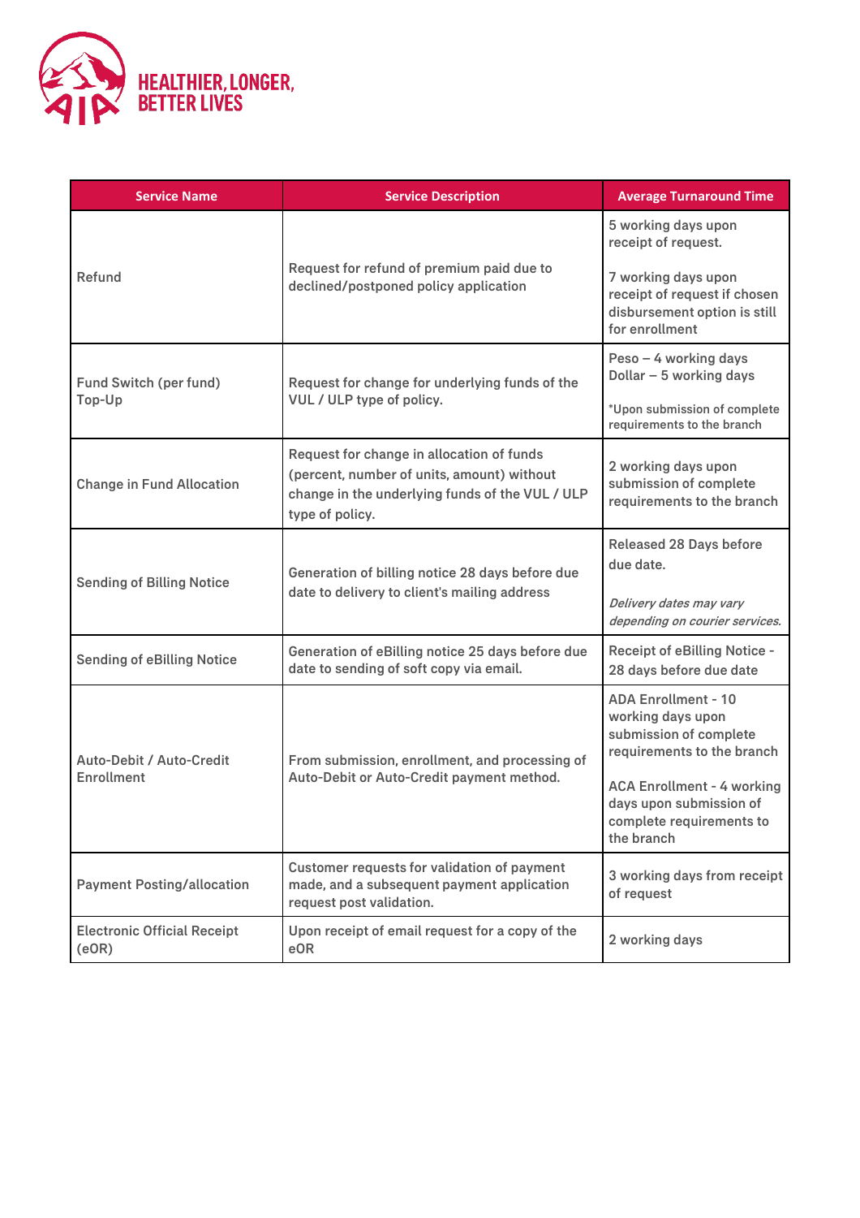HEALTHIER, LONGER, BETTER LIVES

| Service Name | Service Description | Average Turnaround Time |
| --- | --- | --- |
| Refund | Request for refund of premium paid due to declined/postponed policy application | 5 working days upon receipt of request.<br><br>7 working days upon receipt of request if chosen disbursement option is still for enrollment |
| Fund Switch (per fund)<br>Top-Up | Request for change for underlying funds of the VUL / ULP type of policy. | Peso – 4 working days<br>Dollar – 5 working days<br><br>*Upon submission of complete requirements to the branch |
| Change in Fund Allocation | Request for change in allocation of funds (percent, number of units, amount) without change in the underlying funds of the VUL / ULP type of policy. | 2 working days upon submission of complete requirements to the branch |
| Sending of Billing Notice | Generation of billing notice 28 days before due date to delivery to client's mailing address | Released 28 Days before due date.<br><br>*Delivery dates may vary depending on courier services.* |
| Sending of eBilling Notice | Generation of eBilling notice 25 days before due date to sending of soft copy via email. | Receipt of eBilling Notice - 28 days before due date |
| Auto-Debit / Auto-Credit Enrollment | From submission, enrollment, and processing of Auto-Debit or Auto-Credit payment method. | ADA Enrollment - 10 working days upon submission of complete requirements to the branch<br><br>ACA Enrollment - 4 working days upon submission of complete requirements to the branch |
| Payment Posting/allocation | Customer requests for validation of payment made, and a subsequent payment application request post validation. | 3 working days from receipt of request |
| Electronic Official Receipt (eOR) | Upon receipt of email request for a copy of the eOR | 2 working days |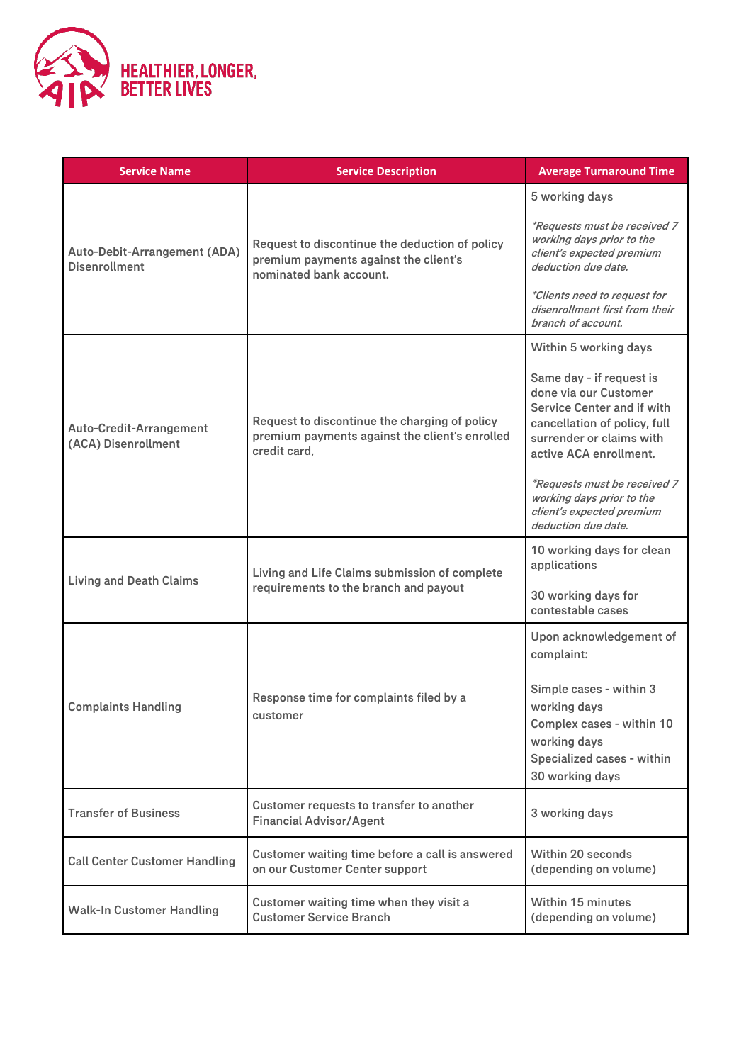HEALTHIER, LONGER, BETTER LIVES

| Service Name | Service Description | Average Turnaround Time |
|---|---|---|
| Auto-Debit-Arrangement (ADA) Disenrollment | Request to discontinue the deduction of policy premium payments against the client's nominated bank account. | 5 working days<br><br>*\*Requests must be received 7 working days prior to the client's expected premium deduction due date.*<br><br>*\*Clients need to request for disenrollment first from their branch of account.* |
| Auto-Credit-Arrangement (ACA) Disenrollment | Request to discontinue the charging of policy premium payments against the client's enrolled credit card, | Within 5 working days<br><br>Same day - if request is done via our Customer Service Center and if with cancellation of policy, full surrender or claims with active ACA enrollment.<br><br>*\*Requests must be received 7 working days prior to the client's expected premium deduction due date.* |
| Living and Death Claims | Living and Life Claims submission of complete requirements to the branch and payout | 10 working days for clean applications<br><br>30 working days for contestable cases |
| Complaints Handling | Response time for complaints filed by a customer | Upon acknowledgement of complaint:<br><br>Simple cases - within 3 working days<br>Complex cases - within 10 working days<br>Specialized cases - within 30 working days |
| Transfer of Business | Customer requests to transfer to another Financial Advisor/Agent | 3 working days |
| Call Center Customer Handling | Customer waiting time before a call is answered on our Customer Center support | Within 20 seconds (depending on volume) |
| Walk-In Customer Handling | Customer waiting time when they visit a Customer Service Branch | Within 15 minutes (depending on volume) |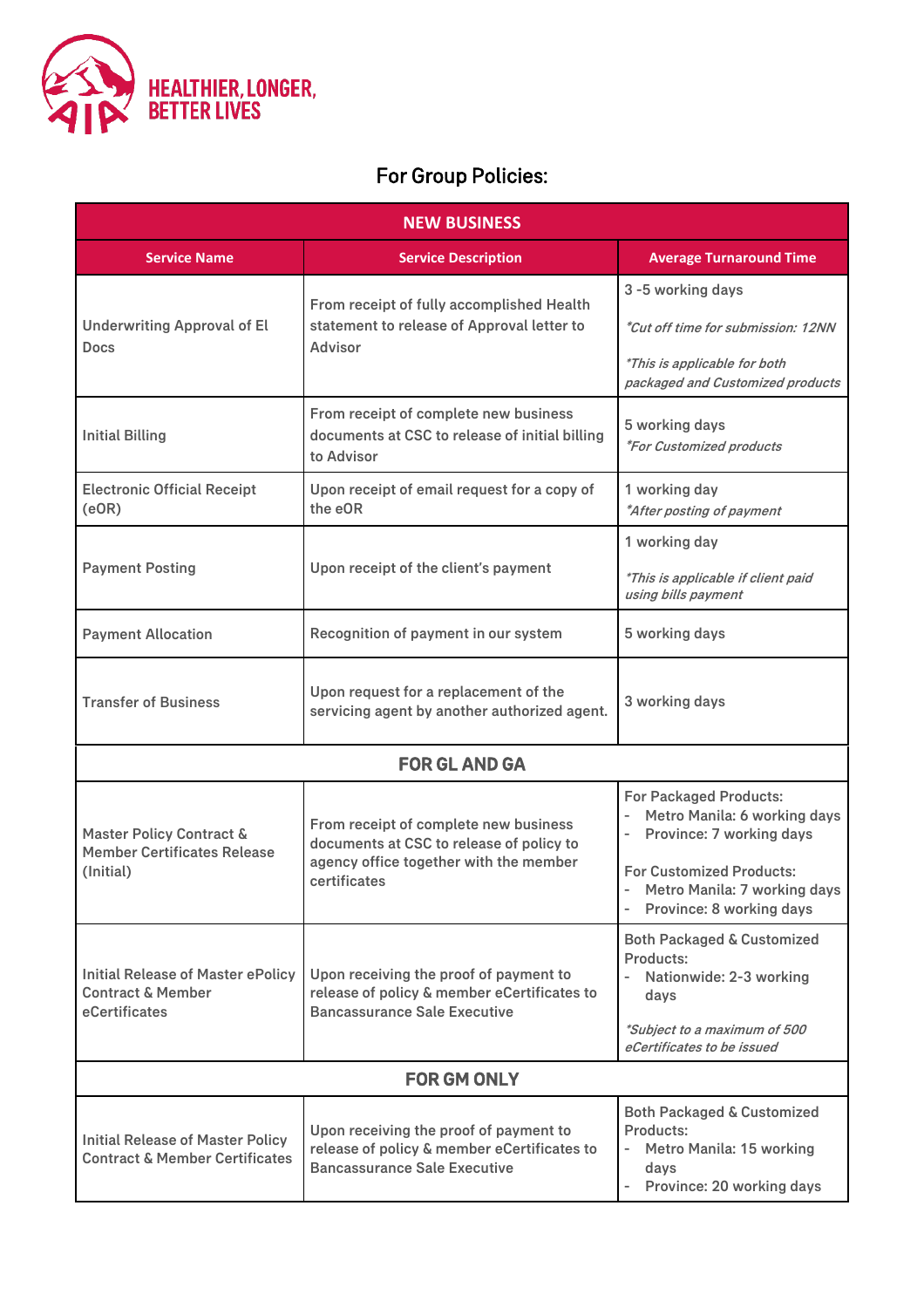HEALTHIER, LONGER, BETTER LIVES

## For Group Policies:

| NEW BUSINESS | | |
|---|---|---|
| **Service Name** | **Service Description** | **Average Turnaround Time** |
| Underwriting Approval of EI Docs | From receipt of fully accomplished Health statement to release of Approval letter to Advisor | 3 -5 working days<br><br>*\*Cut off time for submission: 12NN*<br><br>*\*This is applicable for both packaged and Customized products* |
| Initial Billing | From receipt of complete new business documents at CSC to release of initial billing to Advisor | 5 working days<br>*\*For Customized products* |
| Electronic Official Receipt (eOR) | Upon receipt of email request for a copy of the eOR | 1 working day<br>*\*After posting of payment* |
| Payment Posting | Upon receipt of the client's payment | 1 working day<br><br>*\*This is applicable if client paid using bills payment* |
| Payment Allocation | Recognition of payment in our system | 5 working days |
| Transfer of Business | Upon request for a replacement of the servicing agent by another authorized agent. | 3 working days |
| **FOR GL AND GA** | | |
| Master Policy Contract & Member Certificates Release (Initial) | From receipt of complete new business documents at CSC to release of policy to agency office together with the member certificates | For Packaged Products:<br>- Metro Manila: 6 working days<br>- Province: 7 working days<br><br>For Customized Products:<br>- Metro Manila: 7 working days<br>- Province: 8 working days |
| Initial Release of Master ePolicy Contract & Member eCertificates | Upon receiving the proof of payment to release of policy & member eCertificates to Bancassurance Sale Executive | Both Packaged & Customized Products:<br>- Nationwide: 2-3 working days<br><br>*\*Subject to a maximum of 500 eCertificates to be issued* |
| **FOR GM ONLY** | | |
| Initial Release of Master Policy Contract & Member Certificates | Upon receiving the proof of payment to release of policy & member eCertificates to Bancassurance Sale Executive | Both Packaged & Customized Products:<br>- Metro Manila: 15 working days<br>- Province: 20 working days |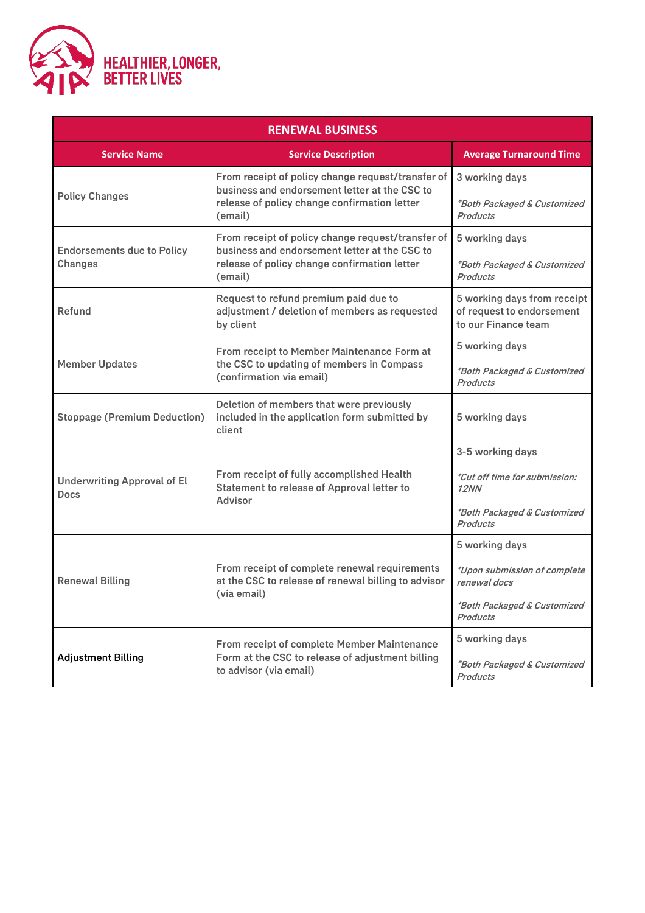HEALTHIER, LONGER, BETTER LIVES

| RENEWAL BUSINESS | | |
|---|---|---|
| **Service Name** | **Service Description** | **Average Turnaround Time** |
| Policy Changes | From receipt of policy change request/transfer of business and endorsement letter at the CSC to release of policy change confirmation letter (email) | 3 working days<br><br>*\*Both Packaged & Customized Products* |
| Endorsements due to Policy Changes | From receipt of policy change request/transfer of business and endorsement letter at the CSC to release of policy change confirmation letter (email) | 5 working days<br><br>*\*Both Packaged & Customized Products* |
| Refund | Request to refund premium paid due to adjustment / deletion of members as requested by client | 5 working days from receipt of request to endorsement to our Finance team |
| Member Updates | From receipt to Member Maintenance Form at the CSC to updating of members in Compass (confirmation via email) | 5 working days<br><br>*\*Both Packaged & Customized Products* |
| Stoppage (Premium Deduction) | Deletion of members that were previously included in the application form submitted by client | 5 working days |
| Underwriting Approval of EI Docs | From receipt of fully accomplished Health Statement to release of Approval letter to Advisor | 3-5 working days<br><br>*\*Cut off time for submission: 12NN*<br><br>*\*Both Packaged & Customized Products* |
| Renewal Billing | From receipt of complete renewal requirements at the CSC to release of renewal billing to advisor (via email) | 5 working days<br><br>*\*Upon submission of complete renewal docs*<br><br>*\*Both Packaged & Customized Products* |
| Adjustment Billing | From receipt of complete Member Maintenance Form at the CSC to release of adjustment billing to advisor (via email) | 5 working days<br><br>*\*Both Packaged & Customized Products* |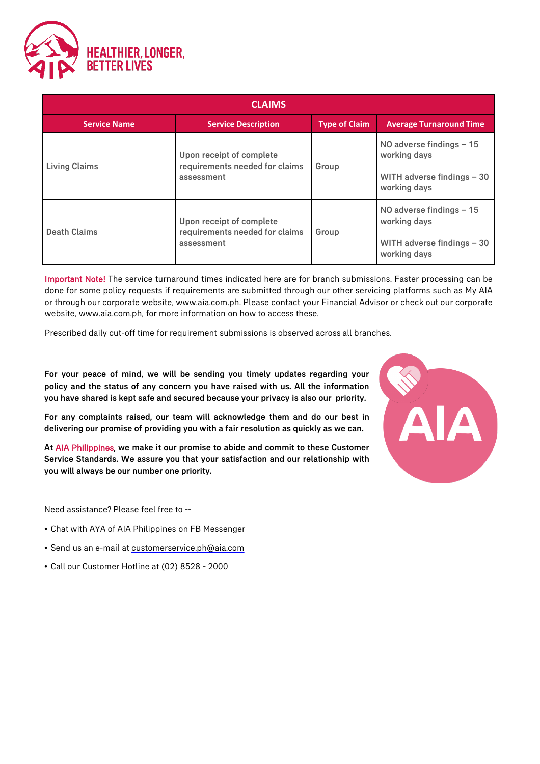| CLAIMS | | | |
|---|---|---|---|
| **Service Name** | **Service Description** | **Type of Claim** | **Average Turnaround Time** |
| Living Claims | Upon receipt of complete requirements needed for claims assessment | Group | NO adverse findings – 15 working days<br><br>WITH adverse findings – 30 working days |
| Death Claims | Upon receipt of complete requirements needed for claims assessment | Group | NO adverse findings – 15 working days<br><br>WITH adverse findings – 30 working days |

Important Note! The service turnaround times indicated here are for branch submissions. Faster processing can be done for some policy requests if requirements are submitted through our other servicing platforms such as My AIA or through our corporate website, www.aia.com.ph. Please contact your Financial Advisor or check out our corporate website, www.aia.com.ph, for more information on how to access these.

Prescribed daily cut-off time for requirement submissions is observed across all branches.

**For your peace of mind, we will be sending you timely updates regarding your policy and the status of any concern you have raised with us. All the information you have shared is kept safe and secured because your privacy is also our priority.**

**For any complaints raised, our team will acknowledge them and do our best in delivering our promise of providing you with a fair resolution as quickly as we can.**

**At AIA Philippines, we make it our promise to abide and commit to these Customer Service Standards. We assure you that your satisfaction and our relationship with you will always be our number one priority.**

Need assistance? Please feel free to --

- Chat with AYA of AIA Philippines on FB Messenger
- Send us an e-mail at customerservice.ph@aia.com
- Call our Customer Hotline at (02) 8528 - 2000